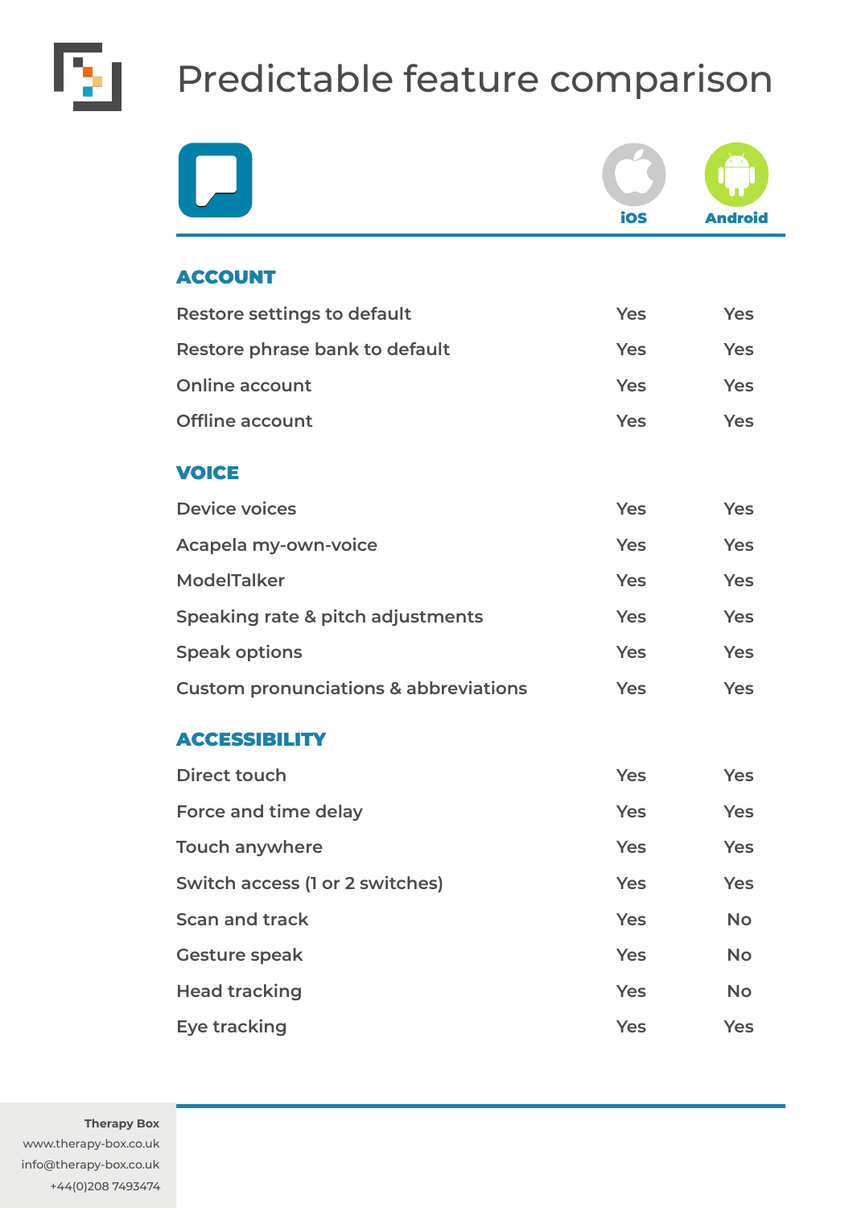# Predictable feature comparison

| | iOS | Android |
|---|---|---|
| **ACCOUNT** | | |
| Restore settings to default | Yes | Yes |
| Restore phrase bank to default | Yes | Yes |
| Online account | Yes | Yes |
| Offline account | Yes | Yes |
| **VOICE** | | |
| Device voices | Yes | Yes |
| Acapela my-own-voice | Yes | Yes |
| ModelTalker | Yes | Yes |
| Speaking rate & pitch adjustments | Yes | Yes |
| Speak options | Yes | Yes |
| Custom pronunciations & abbreviations | Yes | Yes |
| **ACCESSIBILITY** | | |
| Direct touch | Yes | Yes |
| Force and time delay | Yes | Yes |
| Touch anywhere | Yes | Yes |
| Switch access (1 or 2 switches) | Yes | Yes |
| Scan and track | Yes | No |
| Gesture speak | Yes | No |
| Head tracking | Yes | No |
| Eye tracking | Yes | Yes |

**Therapy Box**
www.therapy-box.co.uk
info@therapy-box.co.uk
+44(0)208 7493474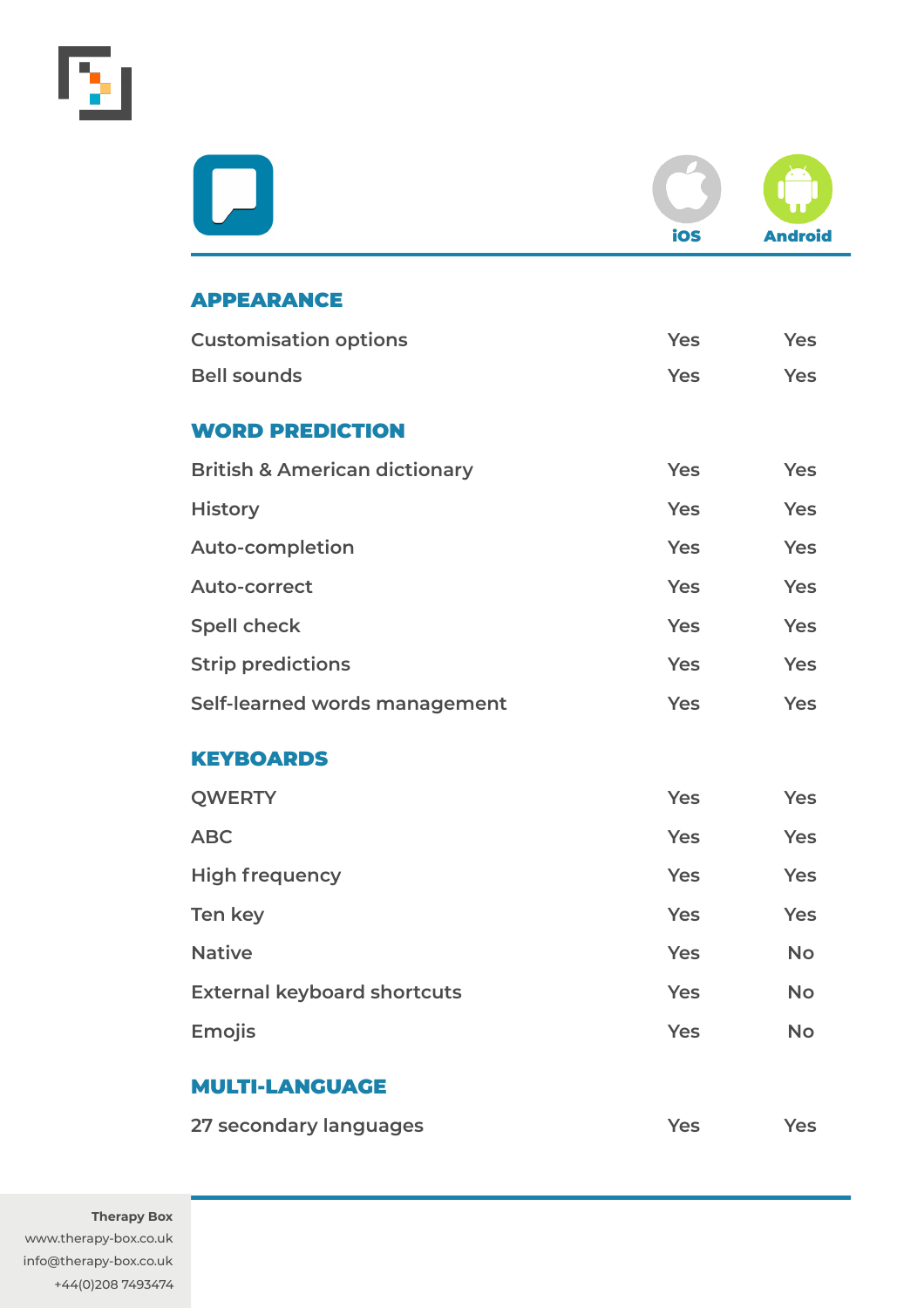| | iOS | Android |
|---|---|---|
| **APPEARANCE** | | |
| Customisation options | Yes | Yes |
| Bell sounds | Yes | Yes |
| **WORD PREDICTION** | | |
| British & American dictionary | Yes | Yes |
| History | Yes | Yes |
| Auto-completion | Yes | Yes |
| Auto-correct | Yes | Yes |
| Spell check | Yes | Yes |
| Strip predictions | Yes | Yes |
| Self-learned words management | Yes | Yes |
| **KEYBOARDS** | | |
| QWERTY | Yes | Yes |
| ABC | Yes | Yes |
| High frequency | Yes | Yes |
| Ten key | Yes | Yes |
| Native | Yes | No |
| External keyboard shortcuts | Yes | No |
| Emojis | Yes | No |
| **MULTI-LANGUAGE** | | |
| 27 secondary languages | Yes | Yes |

**Therapy Box**
www.therapy-box.co.uk
info@therapy-box.co.uk
+44(0)208 7493474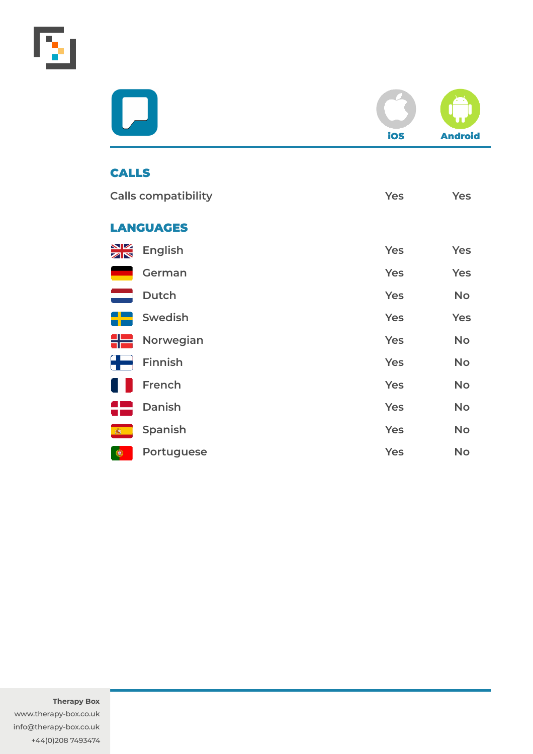| | iOS | Android |
|---|---|---|
| **CALLS** | | |
| Calls compatibility | Yes | Yes |
| **LANGUAGES** | | |
| English | Yes | Yes |
| German | Yes | Yes |
| Dutch | Yes | No |
| Swedish | Yes | Yes |
| Norwegian | Yes | No |
| Finnish | Yes | No |
| French | Yes | No |
| Danish | Yes | No |
| Spanish | Yes | No |
| Portuguese | Yes | No |

**Therapy Box**
www.therapy-box.co.uk
info@therapy-box.co.uk
+44(0)208 7493474